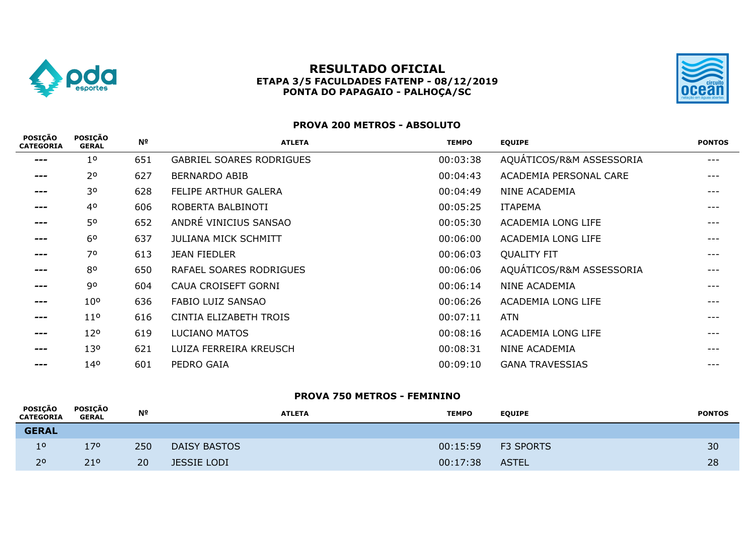# RESULTADO OFICIAL

## ETAPA 3/5 FACULDADES FATENP - 08/12/2019

## PONTA DO PAPAGAIO - PALHOÇA/SC

### PROVA 200 METROS - ABSOLUTO

| POSIÇÃO CATEGORIA | POSIÇÃO GERAL | Nº | ATLETA | TEMPO | EQUIPE | PONTOS |
|---|---|---|---|---|---|---|
| --- | 1º | 651 | GABRIEL SOARES RODRIGUES | 00:03:38 | AQUÁTICOS/R&M ASSESSORIA | --- |
| --- | 2º | 627 | BERNARDO ABIB | 00:04:43 | ACADEMIA PERSONAL CARE | --- |
| --- | 3º | 628 | FELIPE ARTHUR GALERA | 00:04:49 | NINE ACADEMIA | --- |
| --- | 4º | 606 | ROBERTA BALBINOTI | 00:05:25 | ITAPEMA | --- |
| --- | 5º | 652 | ANDRÉ VINICIUS SANSAO | 00:05:30 | ACADEMIA LONG LIFE | --- |
| --- | 6º | 637 | JULIANA MICK SCHMITT | 00:06:00 | ACADEMIA LONG LIFE | --- |
| --- | 7º | 613 | JEAN FIEDLER | 00:06:03 | QUALITY FIT | --- |
| --- | 8º | 650 | RAFAEL SOARES RODRIGUES | 00:06:06 | AQUÁTICOS/R&M ASSESSORIA | --- |
| --- | 9º | 604 | CAUA CROISEFT GORNI | 00:06:14 | NINE ACADEMIA | --- |
| --- | 10º | 636 | FABIO LUIZ SANSAO | 00:06:26 | ACADEMIA LONG LIFE | --- |
| --- | 11º | 616 | CINTIA ELIZABETH TROIS | 00:07:11 | ATN | --- |
| --- | 12º | 619 | LUCIANO MATOS | 00:08:16 | ACADEMIA LONG LIFE | --- |
| --- | 13º | 621 | LUIZA FERREIRA KREUSCH | 00:08:31 | NINE ACADEMIA | --- |
| --- | 14º | 601 | PEDRO GAIA | 00:09:10 | GANA TRAVESSIAS | --- |

### PROVA 750 METROS - FEMININO

| POSIÇÃO CATEGORIA | POSIÇÃO GERAL | Nº | ATLETA | TEMPO | EQUIPE | PONTOS |
|---|---|---|---|---|---|---|
| **GERAL** | | | | | | |
| 1º | 17º | 250 | DAISY BASTOS | 00:15:59 | F3 SPORTS | 30 |
| 2º | 21º | 20 | JESSIE LODI | 00:17:38 | ASTEL | 28 |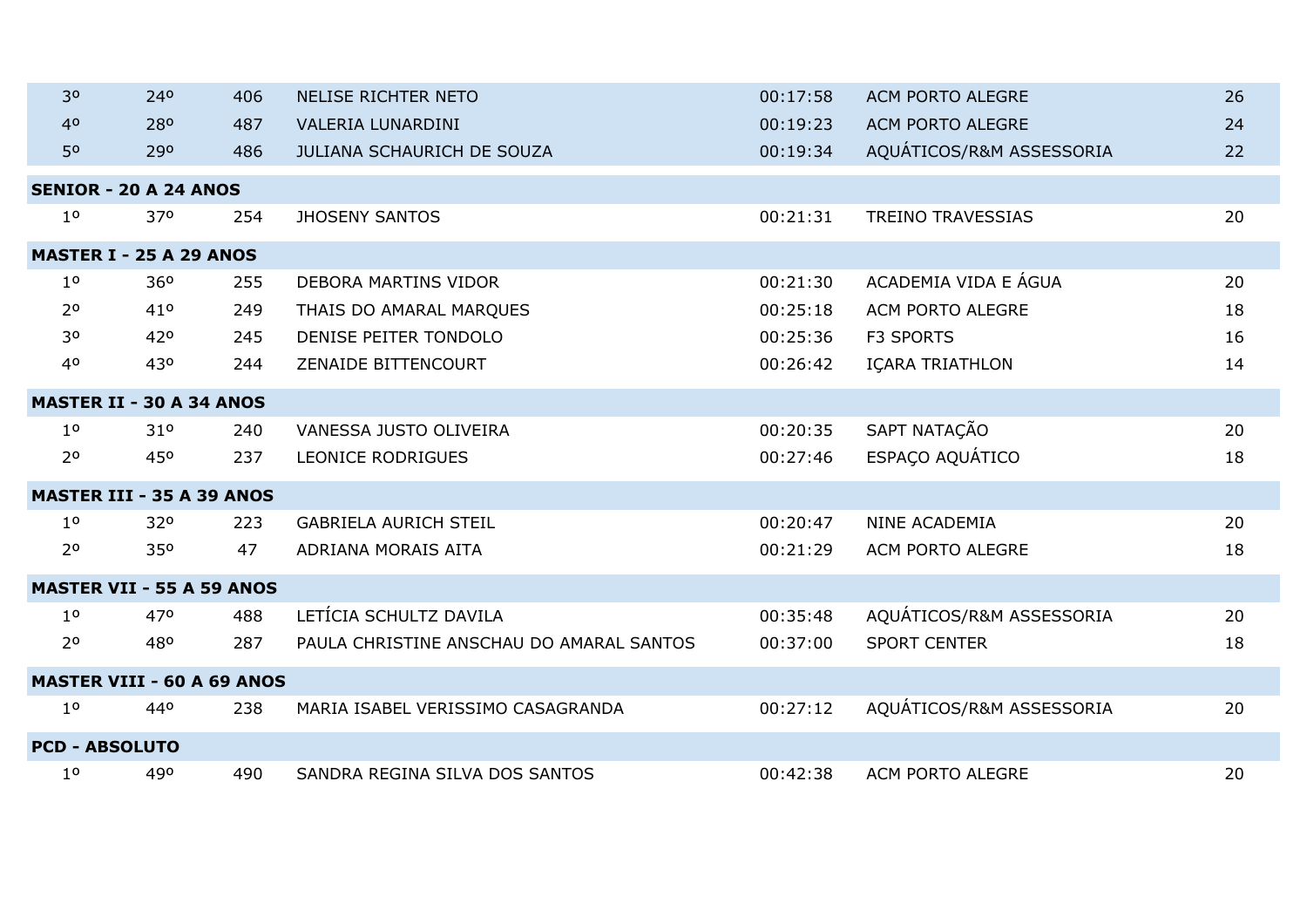| | | | | | | |
|---|---|---|---|---|---|---|
| 3º | 24º | 406 | NELISE RICHTER NETO | 00:17:58 | ACM PORTO ALEGRE | 26 |
| 4º | 28º | 487 | VALERIA LUNARDINI | 00:19:23 | ACM PORTO ALEGRE | 24 |
| 5º | 29º | 486 | JULIANA SCHAURICH DE SOUZA | 00:19:34 | AQUÁTICOS/R&M ASSESSORIA | 22 |
| **SENIOR - 20 A 24 ANOS** | | | | | | |
| 1º | 37º | 254 | JHOSENY SANTOS | 00:21:31 | TREINO TRAVESSIAS | 20 |
| **MASTER I - 25 A 29 ANOS** | | | | | | |
| 1º | 36º | 255 | DEBORA MARTINS VIDOR | 00:21:30 | ACADEMIA VIDA E ÁGUA | 20 |
| 2º | 41º | 249 | THAIS DO AMARAL MARQUES | 00:25:18 | ACM PORTO ALEGRE | 18 |
| 3º | 42º | 245 | DENISE PEITER TONDOLO | 00:25:36 | F3 SPORTS | 16 |
| 4º | 43º | 244 | ZENAIDE BITTENCOURT | 00:26:42 | IÇARA TRIATHLON | 14 |
| **MASTER II - 30 A 34 ANOS** | | | | | | |
| 1º | 31º | 240 | VANESSA JUSTO OLIVEIRA | 00:20:35 | SAPT NATAÇÃO | 20 |
| 2º | 45º | 237 | LEONICE RODRIGUES | 00:27:46 | ESPAÇO AQUÁTICO | 18 |
| **MASTER III - 35 A 39 ANOS** | | | | | | |
| 1º | 32º | 223 | GABRIELA AURICH STEIL | 00:20:47 | NINE ACADEMIA | 20 |
| 2º | 35º | 47 | ADRIANA MORAIS AITA | 00:21:29 | ACM PORTO ALEGRE | 18 |
| **MASTER VII - 55 A 59 ANOS** | | | | | | |
| 1º | 47º | 488 | LETÍCIA SCHULTZ DAVILA | 00:35:48 | AQUÁTICOS/R&M ASSESSORIA | 20 |
| 2º | 48º | 287 | PAULA CHRISTINE ANSCHAU DO AMARAL SANTOS | 00:37:00 | SPORT CENTER | 18 |
| **MASTER VIII - 60 A 69 ANOS** | | | | | | |
| 1º | 44º | 238 | MARIA ISABEL VERISSIMO CASAGRANDA | 00:27:12 | AQUÁTICOS/R&M ASSESSORIA | 20 |
| **PCD - ABSOLUTO** | | | | | | |
| 1º | 49º | 490 | SANDRA REGINA SILVA DOS SANTOS | 00:42:38 | ACM PORTO ALEGRE | 20 |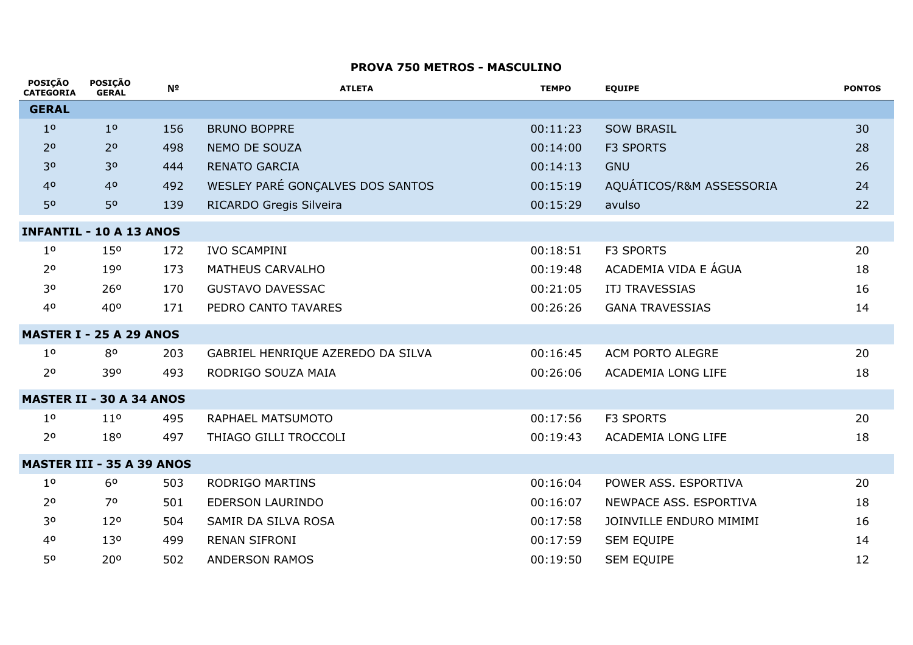## PROVA 750 METROS - MASCULINO

| POSIÇÃO CATEGORIA | POSIÇÃO GERAL | Nº | ATLETA | TEMPO | EQUIPE | PONTOS |
|---|---|---|---|---|---|---|
| **GERAL** | | | | | | |
| 1º | 1º | 156 | BRUNO BOPPRE | 00:11:23 | SOW BRASIL | 30 |
| 2º | 2º | 498 | NEMO DE SOUZA | 00:14:00 | F3 SPORTS | 28 |
| 3º | 3º | 444 | RENATO GARCIA | 00:14:13 | GNU | 26 |
| 4º | 4º | 492 | WESLEY PARÉ GONÇALVES DOS SANTOS | 00:15:19 | AQUÁTICOS/R&M ASSESSORIA | 24 |
| 5º | 5º | 139 | RICARDO Gregis Silveira | 00:15:29 | avulso | 22 |
| **INFANTIL - 10 A 13 ANOS** | | | | | | |
| 1º | 15º | 172 | IVO SCAMPINI | 00:18:51 | F3 SPORTS | 20 |
| 2º | 19º | 173 | MATHEUS CARVALHO | 00:19:48 | ACADEMIA VIDA E ÁGUA | 18 |
| 3º | 26º | 170 | GUSTAVO DAVESSAC | 00:21:05 | ITJ TRAVESSIAS | 16 |
| 4º | 40º | 171 | PEDRO CANTO TAVARES | 00:26:26 | GANA TRAVESSIAS | 14 |
| **MASTER I - 25 A 29 ANOS** | | | | | | |
| 1º | 8º | 203 | GABRIEL HENRIQUE AZEREDO DA SILVA | 00:16:45 | ACM PORTO ALEGRE | 20 |
| 2º | 39º | 493 | RODRIGO SOUZA MAIA | 00:26:06 | ACADEMIA LONG LIFE | 18 |
| **MASTER II - 30 A 34 ANOS** | | | | | | |
| 1º | 11º | 495 | RAPHAEL MATSUMOTO | 00:17:56 | F3 SPORTS | 20 |
| 2º | 18º | 497 | THIAGO GILLI TROCCOLI | 00:19:43 | ACADEMIA LONG LIFE | 18 |
| **MASTER III - 35 A 39 ANOS** | | | | | | |
| 1º | 6º | 503 | RODRIGO MARTINS | 00:16:04 | POWER ASS. ESPORTIVA | 20 |
| 2º | 7º | 501 | EDERSON LAURINDO | 00:16:07 | NEWPACE ASS. ESPORTIVA | 18 |
| 3º | 12º | 504 | SAMIR DA SILVA ROSA | 00:17:58 | JOINVILLE ENDURO MIMIMI | 16 |
| 4º | 13º | 499 | RENAN SIFRONI | 00:17:59 | SEM EQUIPE | 14 |
| 5º | 20º | 502 | ANDERSON RAMOS | 00:19:50 | SEM EQUIPE | 12 |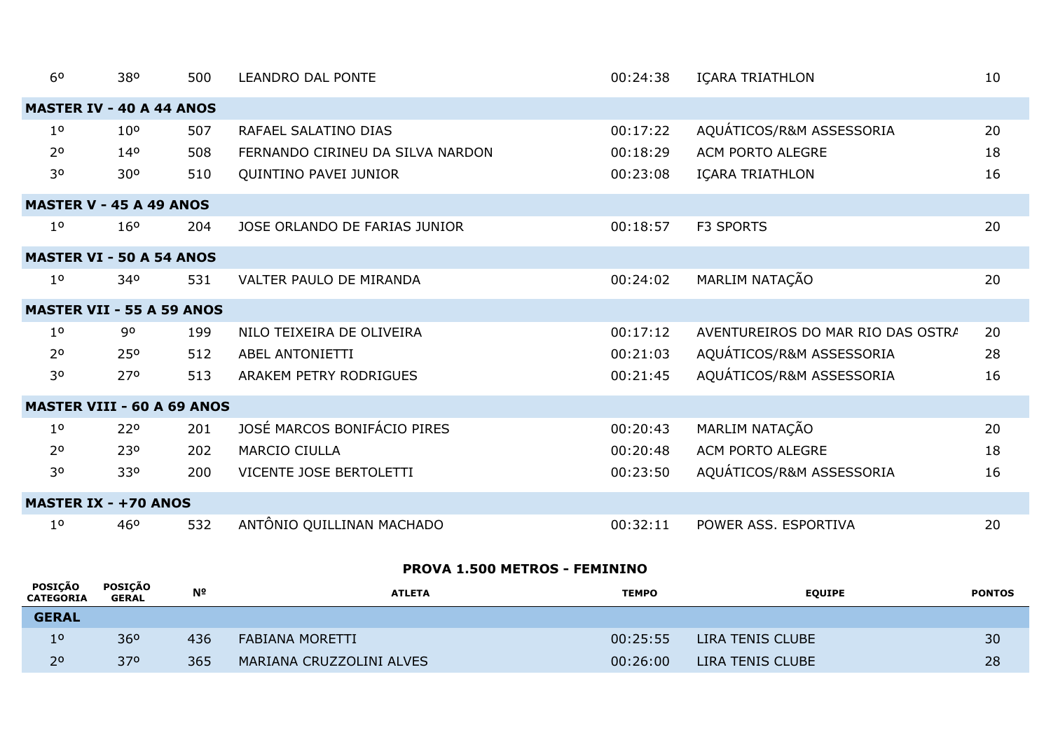| | | | | | | |
|---|---|---|---|---|---|---|
| 6º | 38º | 500 | LEANDRO DAL PONTE | 00:24:38 | IÇARA TRIATHLON | 10 |
| **MASTER IV - 40 A 44 ANOS** | | | | | | |
| 1º | 10º | 507 | RAFAEL SALATINO DIAS | 00:17:22 | AQUÁTICOS/R&M ASSESSORIA | 20 |
| 2º | 14º | 508 | FERNANDO CIRINEU DA SILVA NARDON | 00:18:29 | ACM PORTO ALEGRE | 18 |
| 3º | 30º | 510 | QUINTINO PAVEI JUNIOR | 00:23:08 | IÇARA TRIATHLON | 16 |
| **MASTER V - 45 A 49 ANOS** | | | | | | |
| 1º | 16º | 204 | JOSE ORLANDO DE FARIAS JUNIOR | 00:18:57 | F3 SPORTS | 20 |
| **MASTER VI - 50 A 54 ANOS** | | | | | | |
| 1º | 34º | 531 | VALTER PAULO DE MIRANDA | 00:24:02 | MARLIM NATAÇÃO | 20 |
| **MASTER VII - 55 A 59 ANOS** | | | | | | |
| 1º | 9º | 199 | NILO TEIXEIRA DE OLIVEIRA | 00:17:12 | AVENTUREIROS DO MAR RIO DAS OSTRA | 20 |
| 2º | 25º | 512 | ABEL ANTONIETTI | 00:21:03 | AQUÁTICOS/R&M ASSESSORIA | 28 |
| 3º | 27º | 513 | ARAKEM PETRY RODRIGUES | 00:21:45 | AQUÁTICOS/R&M ASSESSORIA | 16 |
| **MASTER VIII - 60 A 69 ANOS** | | | | | | |
| 1º | 22º | 201 | JOSÉ MARCOS BONIFÁCIO PIRES | 00:20:43 | MARLIM NATAÇÃO | 20 |
| 2º | 23º | 202 | MARCIO CIULLA | 00:20:48 | ACM PORTO ALEGRE | 18 |
| 3º | 33º | 200 | VICENTE JOSE BERTOLETTI | 00:23:50 | AQUÁTICOS/R&M ASSESSORIA | 16 |
| **MASTER IX - +70 ANOS** | | | | | | |
| 1º | 46º | 532 | ANTÔNIO QUILLINAN MACHADO | 00:32:11 | POWER ASS. ESPORTIVA | 20 |

**PROVA 1.500 METROS - FEMININO**

| POSIÇÃO CATEGORIA | POSIÇÃO GERAL | Nº | ATLETA | TEMPO | EQUIPE | PONTOS |
|---|---|---|---|---|---|---|
| **GERAL** | | | | | | |
| 1º | 36º | 436 | FABIANA MORETTI | 00:25:55 | LIRA TENIS CLUBE | 30 |
| 2º | 37º | 365 | MARIANA CRUZZOLINI ALVES | 00:26:00 | LIRA TENIS CLUBE | 28 |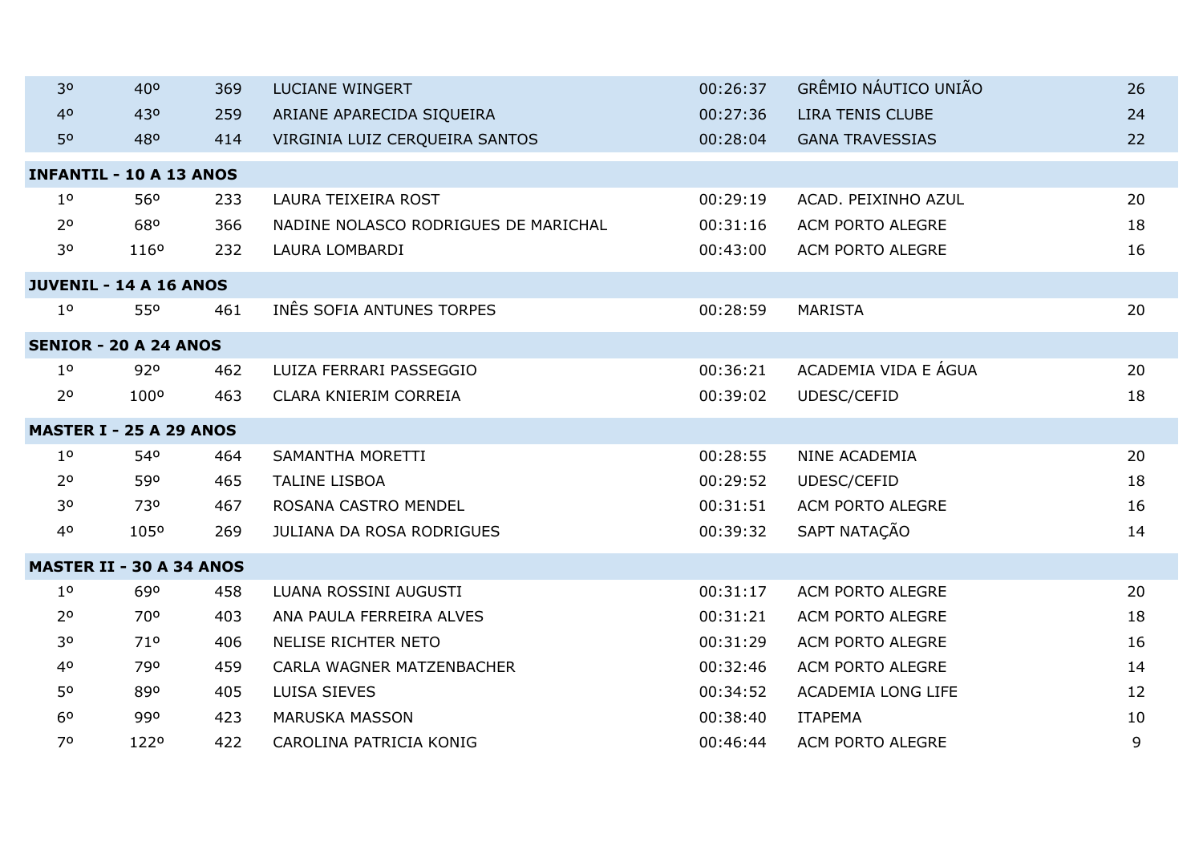| | | | | | | |
|---|---|---|---|---|---|---|
| 3º | 40º | 369 | LUCIANE WINGERT | 00:26:37 | GRÊMIO NÁUTICO UNIÃO | 26 |
| 4º | 43º | 259 | ARIANE APARECIDA SIQUEIRA | 00:27:36 | LIRA TENIS CLUBE | 24 |
| 5º | 48º | 414 | VIRGINIA LUIZ CERQUEIRA SANTOS | 00:28:04 | GANA TRAVESSIAS | 22 |
| **INFANTIL - 10 A 13 ANOS** | | | | | | |
| 1º | 56º | 233 | LAURA TEIXEIRA ROST | 00:29:19 | ACAD. PEIXINHO AZUL | 20 |
| 2º | 68º | 366 | NADINE NOLASCO RODRIGUES DE MARICHAL | 00:31:16 | ACM PORTO ALEGRE | 18 |
| 3º | 116º | 232 | LAURA LOMBARDI | 00:43:00 | ACM PORTO ALEGRE | 16 |
| **JUVENIL - 14 A 16 ANOS** | | | | | | |
| 1º | 55º | 461 | INÊS SOFIA ANTUNES TORPES | 00:28:59 | MARISTA | 20 |
| **SENIOR - 20 A 24 ANOS** | | | | | | |
| 1º | 92º | 462 | LUIZA FERRARI PASSEGGIO | 00:36:21 | ACADEMIA VIDA E ÁGUA | 20 |
| 2º | 100º | 463 | CLARA KNIERIM CORREIA | 00:39:02 | UDESC/CEFID | 18 |
| **MASTER I - 25 A 29 ANOS** | | | | | | |
| 1º | 54º | 464 | SAMANTHA MORETTI | 00:28:55 | NINE ACADEMIA | 20 |
| 2º | 59º | 465 | TALINE LISBOA | 00:29:52 | UDESC/CEFID | 18 |
| 3º | 73º | 467 | ROSANA CASTRO MENDEL | 00:31:51 | ACM PORTO ALEGRE | 16 |
| 4º | 105º | 269 | JULIANA DA ROSA RODRIGUES | 00:39:32 | SAPT NATAÇÃO | 14 |
| **MASTER II - 30 A 34 ANOS** | | | | | | |
| 1º | 69º | 458 | LUANA ROSSINI AUGUSTI | 00:31:17 | ACM PORTO ALEGRE | 20 |
| 2º | 70º | 403 | ANA PAULA FERREIRA ALVES | 00:31:21 | ACM PORTO ALEGRE | 18 |
| 3º | 71º | 406 | NELISE RICHTER NETO | 00:31:29 | ACM PORTO ALEGRE | 16 |
| 4º | 79º | 459 | CARLA WAGNER MATZENBACHER | 00:32:46 | ACM PORTO ALEGRE | 14 |
| 5º | 89º | 405 | LUISA SIEVES | 00:34:52 | ACADEMIA LONG LIFE | 12 |
| 6º | 99º | 423 | MARUSKA MASSON | 00:38:40 | ITAPEMA | 10 |
| 7º | 122º | 422 | CAROLINA PATRICIA KONIG | 00:46:44 | ACM PORTO ALEGRE | 9 |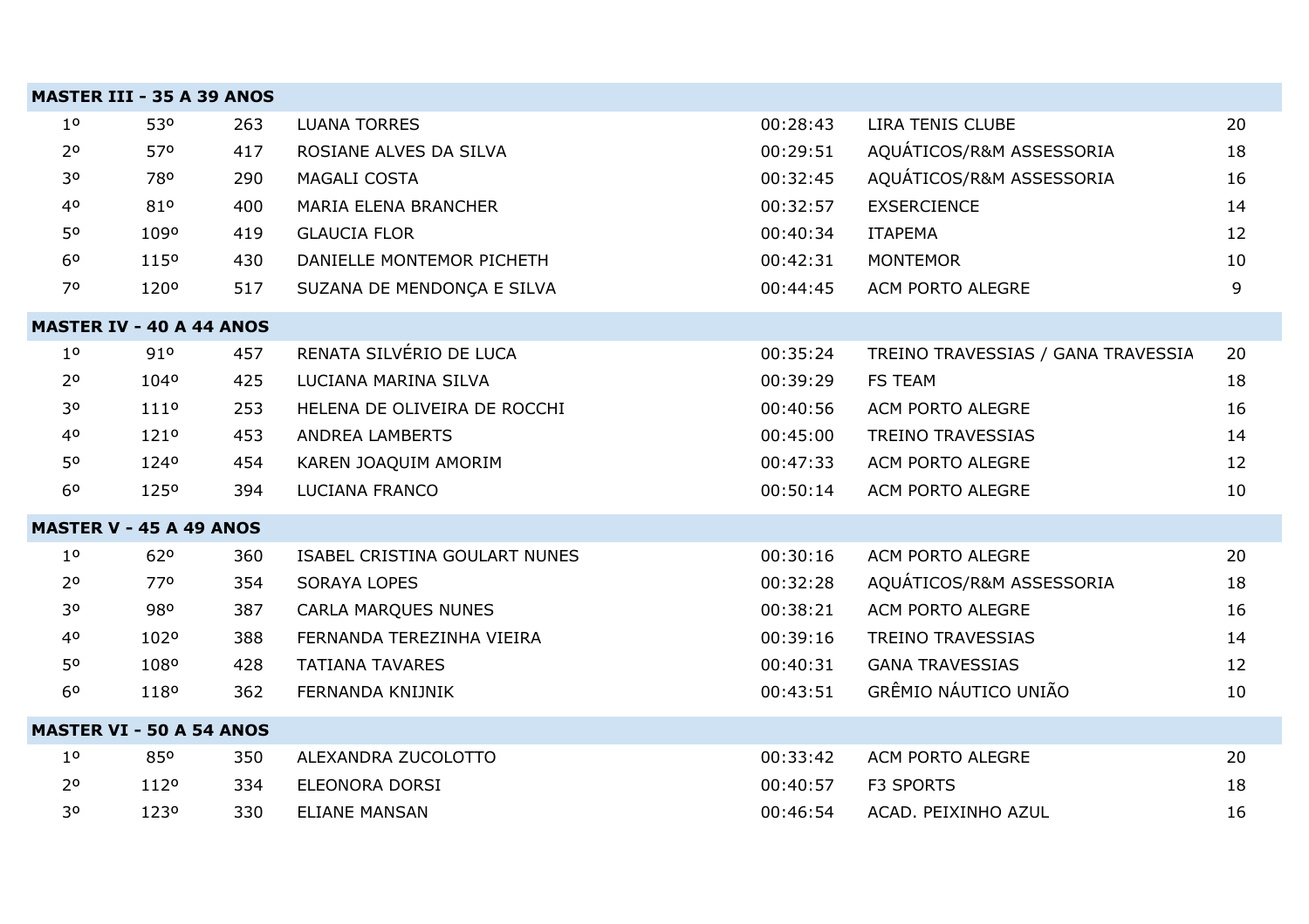| MASTER III - 35 A 39 ANOS | | | | | | |
|---|---|---|---|---|---|---|
| 1º | 53º | 263 | LUANA TORRES | 00:28:43 | LIRA TENIS CLUBE | 20 |
| 2º | 57º | 417 | ROSIANE ALVES DA SILVA | 00:29:51 | AQUÁTICOS/R&M ASSESSORIA | 18 |
| 3º | 78º | 290 | MAGALI COSTA | 00:32:45 | AQUÁTICOS/R&M ASSESSORIA | 16 |
| 4º | 81º | 400 | MARIA ELENA BRANCHER | 00:32:57 | EXSERCIENCE | 14 |
| 5º | 109º | 419 | GLAUCIA FLOR | 00:40:34 | ITAPEMA | 12 |
| 6º | 115º | 430 | DANIELLE MONTEMOR PICHETH | 00:42:31 | MONTEMOR | 10 |
| 7º | 120º | 517 | SUZANA DE MENDONÇA E SILVA | 00:44:45 | ACM PORTO ALEGRE | 9 |
| **MASTER IV - 40 A 44 ANOS** | | | | | | |
| 1º | 91º | 457 | RENATA SILVÉRIO DE LUCA | 00:35:24 | TREINO TRAVESSIAS / GANA TRAVESSIA | 20 |
| 2º | 104º | 425 | LUCIANA MARINA SILVA | 00:39:29 | FS TEAM | 18 |
| 3º | 111º | 253 | HELENA DE OLIVEIRA DE ROCCHI | 00:40:56 | ACM PORTO ALEGRE | 16 |
| 4º | 121º | 453 | ANDREA LAMBERTS | 00:45:00 | TREINO TRAVESSIAS | 14 |
| 5º | 124º | 454 | KAREN JOAQUIM AMORIM | 00:47:33 | ACM PORTO ALEGRE | 12 |
| 6º | 125º | 394 | LUCIANA FRANCO | 00:50:14 | ACM PORTO ALEGRE | 10 |
| **MASTER V - 45 A 49 ANOS** | | | | | | |
| 1º | 62º | 360 | ISABEL CRISTINA GOULART NUNES | 00:30:16 | ACM PORTO ALEGRE | 20 |
| 2º | 77º | 354 | SORAYA LOPES | 00:32:28 | AQUÁTICOS/R&M ASSESSORIA | 18 |
| 3º | 98º | 387 | CARLA MARQUES NUNES | 00:38:21 | ACM PORTO ALEGRE | 16 |
| 4º | 102º | 388 | FERNANDA TEREZINHA VIEIRA | 00:39:16 | TREINO TRAVESSIAS | 14 |
| 5º | 108º | 428 | TATIANA TAVARES | 00:40:31 | GANA TRAVESSIAS | 12 |
| 6º | 118º | 362 | FERNANDA KNIJNIK | 00:43:51 | GRÊMIO NÁUTICO UNIÃO | 10 |
| **MASTER VI - 50 A 54 ANOS** | | | | | | |
| 1º | 85º | 350 | ALEXANDRA ZUCOLOTTO | 00:33:42 | ACM PORTO ALEGRE | 20 |
| 2º | 112º | 334 | ELEONORA DORSI | 00:40:57 | F3 SPORTS | 18 |
| 3º | 123º | 330 | ELIANE MANSAN | 00:46:54 | ACAD. PEIXINHO AZUL | 16 |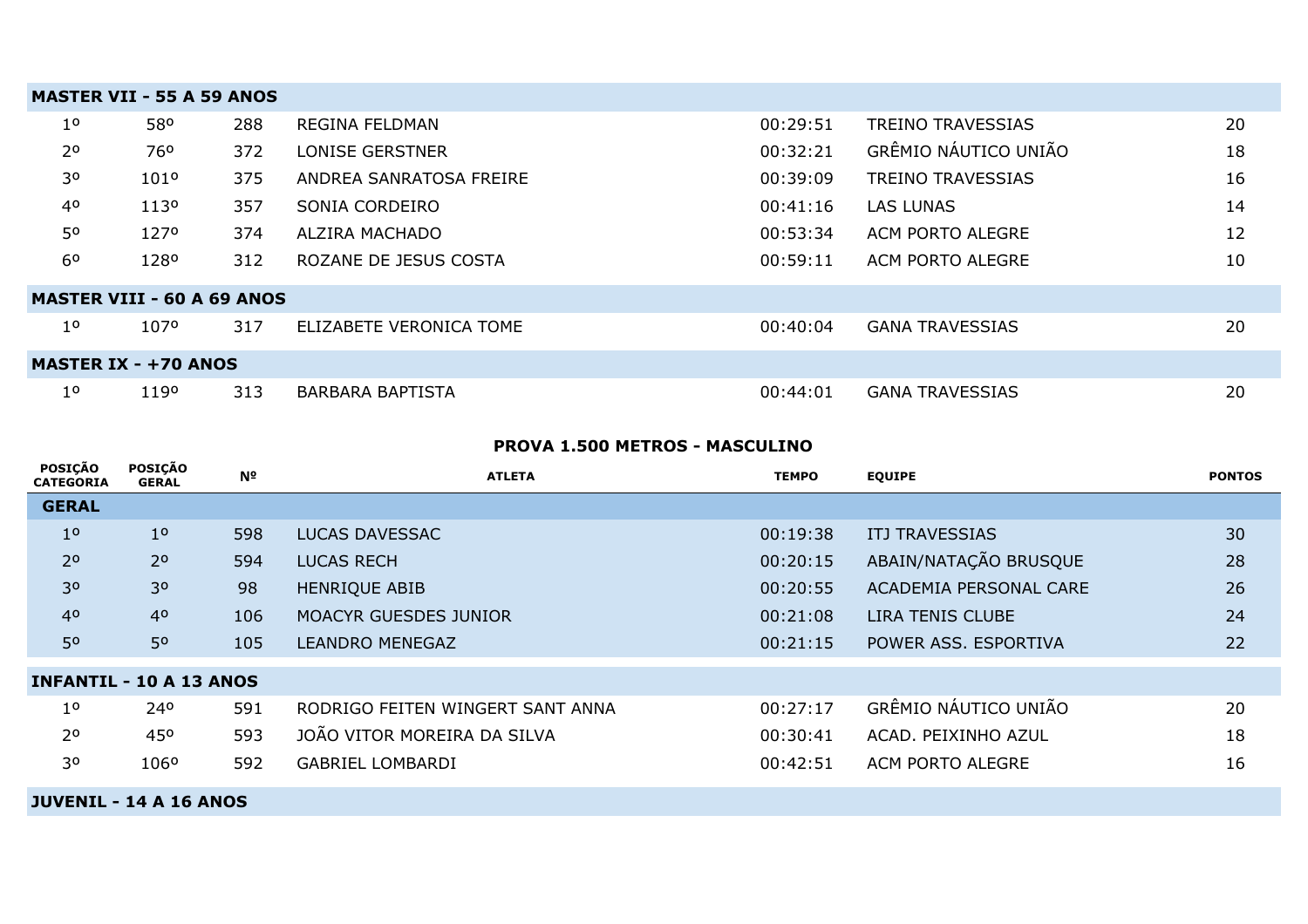| | | | | | | |
|---|---|---|---|---|---|---|
| **MASTER VII - 55 A 59 ANOS** | | | | | | |
| 1º | 58º | 288 | REGINA FELDMAN | 00:29:51 | TREINO TRAVESSIAS | 20 |
| 2º | 76º | 372 | LONISE GERSTNER | 00:32:21 | GRÊMIO NÁUTICO UNIÃO | 18 |
| 3º | 101º | 375 | ANDREA SANRATOSA FREIRE | 00:39:09 | TREINO TRAVESSIAS | 16 |
| 4º | 113º | 357 | SONIA CORDEIRO | 00:41:16 | LAS LUNAS | 14 |
| 5º | 127º | 374 | ALZIRA MACHADO | 00:53:34 | ACM PORTO ALEGRE | 12 |
| 6º | 128º | 312 | ROZANE DE JESUS COSTA | 00:59:11 | ACM PORTO ALEGRE | 10 |
| **MASTER VIII - 60 A 69 ANOS** | | | | | | |
| 1º | 107º | 317 | ELIZABETE VERONICA TOME | 00:40:04 | GANA TRAVESSIAS | 20 |
| **MASTER IX - +70 ANOS** | | | | | | |
| 1º | 119º | 313 | BARBARA BAPTISTA | 00:44:01 | GANA TRAVESSIAS | 20 |

## PROVA 1.500 METROS - MASCULINO

| POSIÇÃO CATEGORIA | POSIÇÃO GERAL | Nº | ATLETA | TEMPO | EQUIPE | PONTOS |
|---|---|---|---|---|---|---|
| **GERAL** | | | | | | |
| 1º | 1º | 598 | LUCAS DAVESSAC | 00:19:38 | ITJ TRAVESSIAS | 30 |
| 2º | 2º | 594 | LUCAS RECH | 00:20:15 | ABAIN/NATAÇÃO BRUSQUE | 28 |
| 3º | 3º | 98 | HENRIQUE ABIB | 00:20:55 | ACADEMIA PERSONAL CARE | 26 |
| 4º | 4º | 106 | MOACYR GUESDES JUNIOR | 00:21:08 | LIRA TENIS CLUBE | 24 |
| 5º | 5º | 105 | LEANDRO MENEGAZ | 00:21:15 | POWER ASS. ESPORTIVA | 22 |
| **INFANTIL - 10 A 13 ANOS** | | | | | | |
| 1º | 24º | 591 | RODRIGO FEITEN WINGERT SANT ANNA | 00:27:17 | GRÊMIO NÁUTICO UNIÃO | 20 |
| 2º | 45º | 593 | JOÃO VITOR MOREIRA DA SILVA | 00:30:41 | ACAD. PEIXINHO AZUL | 18 |
| 3º | 106º | 592 | GABRIEL LOMBARDI | 00:42:51 | ACM PORTO ALEGRE | 16 |
| **JUVENIL - 14 A 16 ANOS** | | | | | | |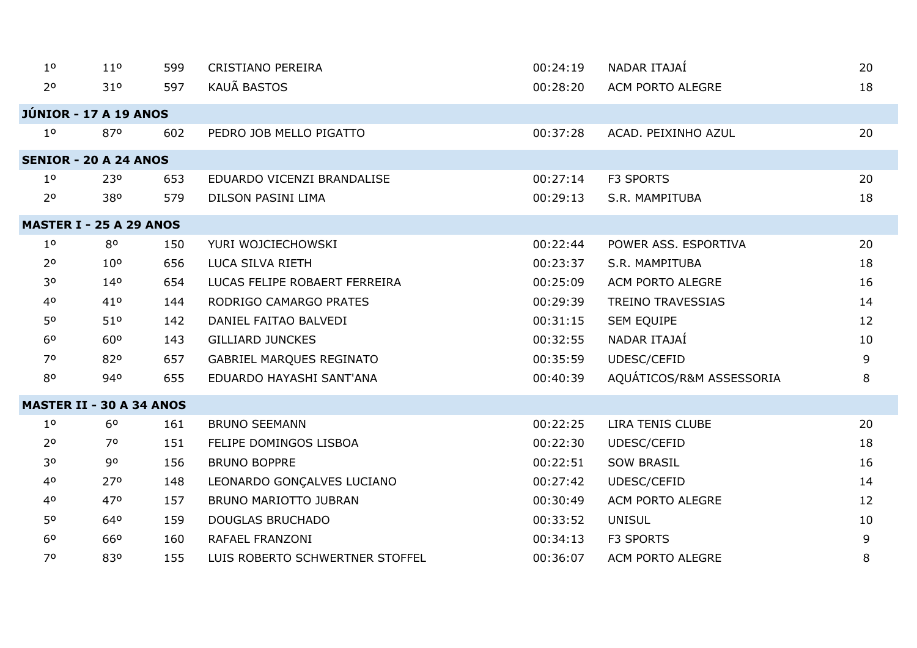| | | | | | | |
|---|---|---|---|---|---|---|
| 1º | 11º | 599 | CRISTIANO PEREIRA | 00:24:19 | NADAR ITAJAÍ | 20 |
| 2º | 31º | 597 | KAUÃ BASTOS | 00:28:20 | ACM PORTO ALEGRE | 18 |
| **JÚNIOR - 17 A 19 ANOS** | | | | | | |
| 1º | 87º | 602 | PEDRO JOB MELLO PIGATTO | 00:37:28 | ACAD. PEIXINHO AZUL | 20 |
| **SENIOR - 20 A 24 ANOS** | | | | | | |
| 1º | 23º | 653 | EDUARDO VICENZI BRANDALISE | 00:27:14 | F3 SPORTS | 20 |
| 2º | 38º | 579 | DILSON PASINI LIMA | 00:29:13 | S.R. MAMPITUBA | 18 |
| **MASTER I - 25 A 29 ANOS** | | | | | | |
| 1º | 8º | 150 | YURI WOJCIECHOWSKI | 00:22:44 | POWER ASS. ESPORTIVA | 20 |
| 2º | 10º | 656 | LUCA SILVA RIETH | 00:23:37 | S.R. MAMPITUBA | 18 |
| 3º | 14º | 654 | LUCAS FELIPE ROBAERT FERREIRA | 00:25:09 | ACM PORTO ALEGRE | 16 |
| 4º | 41º | 144 | RODRIGO CAMARGO PRATES | 00:29:39 | TREINO TRAVESSIAS | 14 |
| 5º | 51º | 142 | DANIEL FAITAO BALVEDI | 00:31:15 | SEM EQUIPE | 12 |
| 6º | 60º | 143 | GILLIARD JUNCKES | 00:32:55 | NADAR ITAJAÍ | 10 |
| 7º | 82º | 657 | GABRIEL MARQUES REGINATO | 00:35:59 | UDESC/CEFID | 9 |
| 8º | 94º | 655 | EDUARDO HAYASHI SANT'ANA | 00:40:39 | AQUÁTICOS/R&M ASSESSORIA | 8 |
| **MASTER II - 30 A 34 ANOS** | | | | | | |
| 1º | 6º | 161 | BRUNO SEEMANN | 00:22:25 | LIRA TENIS CLUBE | 20 |
| 2º | 7º | 151 | FELIPE DOMINGOS LISBOA | 00:22:30 | UDESC/CEFID | 18 |
| 3º | 9º | 156 | BRUNO BOPPRE | 00:22:51 | SOW BRASIL | 16 |
| 4º | 27º | 148 | LEONARDO GONÇALVES LUCIANO | 00:27:42 | UDESC/CEFID | 14 |
| 4º | 47º | 157 | BRUNO MARIOTTO JUBRAN | 00:30:49 | ACM PORTO ALEGRE | 12 |
| 5º | 64º | 159 | DOUGLAS BRUCHADO | 00:33:52 | UNISUL | 10 |
| 6º | 66º | 160 | RAFAEL FRANZONI | 00:34:13 | F3 SPORTS | 9 |
| 7º | 83º | 155 | LUIS ROBERTO SCHWERTNER STOFFEL | 00:36:07 | ACM PORTO ALEGRE | 8 |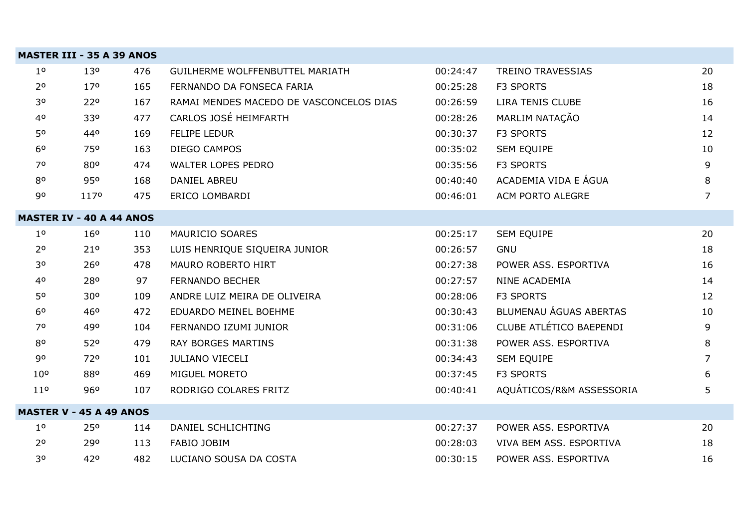| MASTER III - 35 A 39 ANOS | | | | | | |
|---|---|---|---|---|---|---|
| 1º | 13º | 476 | GUILHERME WOLFFENBUTTEL MARIATH | 00:24:47 | TREINO TRAVESSIAS | 20 |
| 2º | 17º | 165 | FERNANDO DA FONSECA FARIA | 00:25:28 | F3 SPORTS | 18 |
| 3º | 22º | 167 | RAMAI MENDES MACEDO DE VASCONCELOS DIAS | 00:26:59 | LIRA TENIS CLUBE | 16 |
| 4º | 33º | 477 | CARLOS JOSÉ HEIMFARTH | 00:28:26 | MARLIM NATAÇÃO | 14 |
| 5º | 44º | 169 | FELIPE LEDUR | 00:30:37 | F3 SPORTS | 12 |
| 6º | 75º | 163 | DIEGO CAMPOS | 00:35:02 | SEM EQUIPE | 10 |
| 7º | 80º | 474 | WALTER LOPES PEDRO | 00:35:56 | F3 SPORTS | 9 |
| 8º | 95º | 168 | DANIEL ABREU | 00:40:40 | ACADEMIA VIDA E ÁGUA | 8 |
| 9º | 117º | 475 | ERICO LOMBARDI | 00:46:01 | ACM PORTO ALEGRE | 7 |
| **MASTER IV - 40 A 44 ANOS** | | | | | | |
| 1º | 16º | 110 | MAURICIO SOARES | 00:25:17 | SEM EQUIPE | 20 |
| 2º | 21º | 353 | LUIS HENRIQUE SIQUEIRA JUNIOR | 00:26:57 | GNU | 18 |
| 3º | 26º | 478 | MAURO ROBERTO HIRT | 00:27:38 | POWER ASS. ESPORTIVA | 16 |
| 4º | 28º | 97 | FERNANDO BECHER | 00:27:57 | NINE ACADEMIA | 14 |
| 5º | 30º | 109 | ANDRE LUIZ MEIRA DE OLIVEIRA | 00:28:06 | F3 SPORTS | 12 |
| 6º | 46º | 472 | EDUARDO MEINEL BOEHME | 00:30:43 | BLUMENAU ÁGUAS ABERTAS | 10 |
| 7º | 49º | 104 | FERNANDO IZUMI JUNIOR | 00:31:06 | CLUBE ATLÉTICO BAEPENDI | 9 |
| 8º | 52º | 479 | RAY BORGES MARTINS | 00:31:38 | POWER ASS. ESPORTIVA | 8 |
| 9º | 72º | 101 | JULIANO VIECELI | 00:34:43 | SEM EQUIPE | 7 |
| 10º | 88º | 469 | MIGUEL MORETO | 00:37:45 | F3 SPORTS | 6 |
| 11º | 96º | 107 | RODRIGO COLARES FRITZ | 00:40:41 | AQUÁTICOS/R&M ASSESSORIA | 5 |
| **MASTER V - 45 A 49 ANOS** | | | | | | |
| 1º | 25º | 114 | DANIEL SCHLICHTING | 00:27:37 | POWER ASS. ESPORTIVA | 20 |
| 2º | 29º | 113 | FABIO JOBIM | 00:28:03 | VIVA BEM ASS. ESPORTIVA | 18 |
| 3º | 42º | 482 | LUCIANO SOUSA DA COSTA | 00:30:15 | POWER ASS. ESPORTIVA | 16 |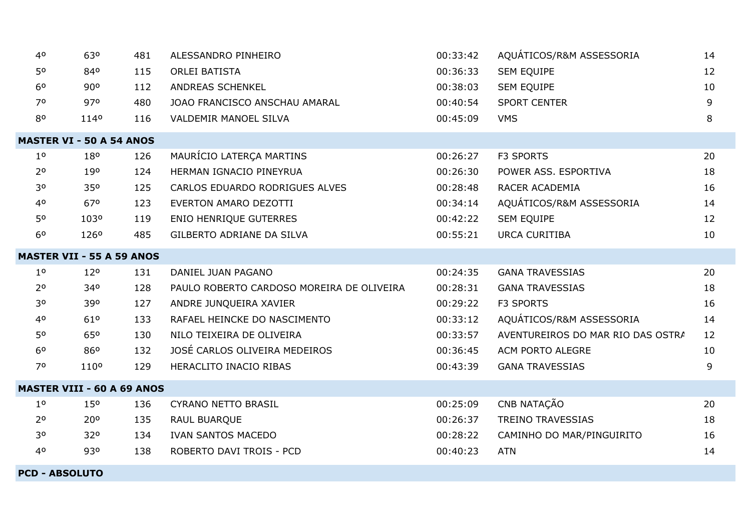| | | | | | | |
|---|---|---|---|---|---|---|
| 4º | 63º | 481 | ALESSANDRO PINHEIRO | 00:33:42 | AQUÁTICOS/R&M ASSESSORIA | 14 |
| 5º | 84º | 115 | ORLEI BATISTA | 00:36:33 | SEM EQUIPE | 12 |
| 6º | 90º | 112 | ANDREAS SCHENKEL | 00:38:03 | SEM EQUIPE | 10 |
| 7º | 97º | 480 | JOAO FRANCISCO ANSCHAU AMARAL | 00:40:54 | SPORT CENTER | 9 |
| 8º | 114º | 116 | VALDEMIR MANOEL SILVA | 00:45:09 | VMS | 8 |
| **MASTER VI - 50 A 54 ANOS** | | | | | | |
| 1º | 18º | 126 | MAURÍCIO LATERÇA MARTINS | 00:26:27 | F3 SPORTS | 20 |
| 2º | 19º | 124 | HERMAN IGNACIO PINEYRUA | 00:26:30 | POWER ASS. ESPORTIVA | 18 |
| 3º | 35º | 125 | CARLOS EDUARDO RODRIGUES ALVES | 00:28:48 | RACER ACADEMIA | 16 |
| 4º | 67º | 123 | EVERTON AMARO DEZOTTI | 00:34:14 | AQUÁTICOS/R&M ASSESSORIA | 14 |
| 5º | 103º | 119 | ENIO HENRIQUE GUTERRES | 00:42:22 | SEM EQUIPE | 12 |
| 6º | 126º | 485 | GILBERTO ADRIANE DA SILVA | 00:55:21 | URCA CURITIBA | 10 |
| **MASTER VII - 55 A 59 ANOS** | | | | | | |
| 1º | 12º | 131 | DANIEL JUAN PAGANO | 00:24:35 | GANA TRAVESSIAS | 20 |
| 2º | 34º | 128 | PAULO ROBERTO CARDOSO MOREIRA DE OLIVEIRA | 00:28:31 | GANA TRAVESSIAS | 18 |
| 3º | 39º | 127 | ANDRE JUNQUEIRA XAVIER | 00:29:22 | F3 SPORTS | 16 |
| 4º | 61º | 133 | RAFAEL HEINCKE DO NASCIMENTO | 00:33:12 | AQUÁTICOS/R&M ASSESSORIA | 14 |
| 5º | 65º | 130 | NILO TEIXEIRA DE OLIVEIRA | 00:33:57 | AVENTUREIROS DO MAR RIO DAS OSTRA | 12 |
| 6º | 86º | 132 | JOSÉ CARLOS OLIVEIRA MEDEIROS | 00:36:45 | ACM PORTO ALEGRE | 10 |
| 7º | 110º | 129 | HERACLITO INACIO RIBAS | 00:43:39 | GANA TRAVESSIAS | 9 |
| **MASTER VIII - 60 A 69 ANOS** | | | | | | |
| 1º | 15º | 136 | CYRANO NETTO BRASIL | 00:25:09 | CNB NATAÇÃO | 20 |
| 2º | 20º | 135 | RAUL BUARQUE | 00:26:37 | TREINO TRAVESSIAS | 18 |
| 3º | 32º | 134 | IVAN SANTOS MACEDO | 00:28:22 | CAMINHO DO MAR/PINGUIRITO | 16 |
| 4º | 93º | 138 | ROBERTO DAVI TROIS - PCD | 00:40:23 | ATN | 14 |
| **PCD - ABSOLUTO** | | | | | | |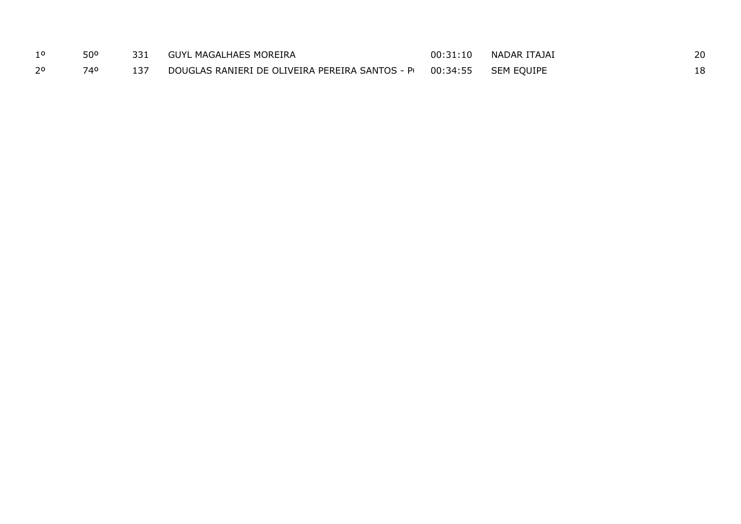| | | | | | | |
|---|---|---|---|---|---|---|
| 1º | 50º | 331 | GUYL MAGALHAES MOREIRA | 00:31:10 | NADAR ITAJAI | 20 |
| 2º | 74º | 137 | DOUGLAS RANIERI DE OLIVEIRA PEREIRA SANTOS - P( | 00:34:55 | SEM EQUIPE | 18 |